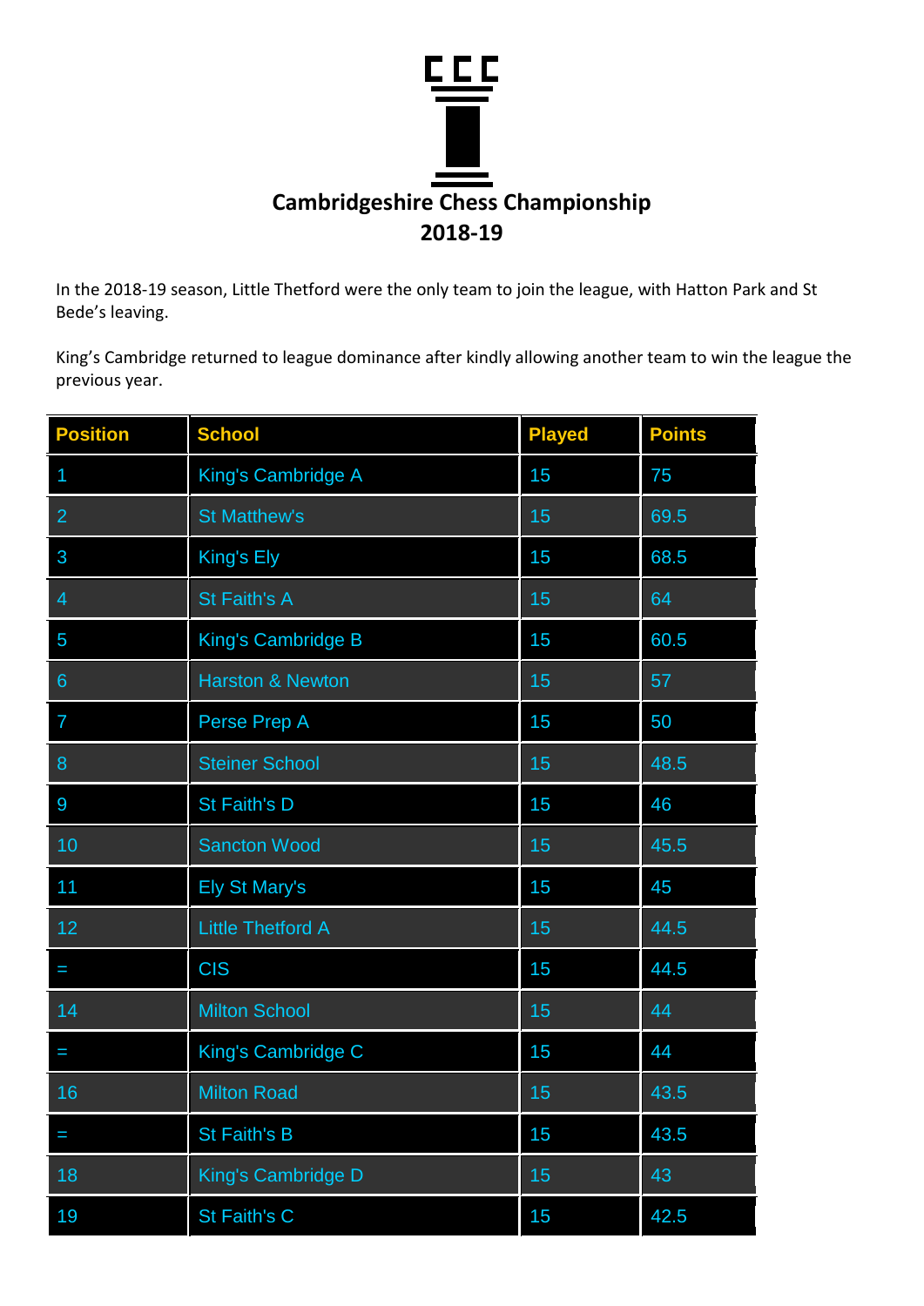# Cambridgeshire Chess Championship 2018-19

In the 2018-19 season, Little Thetford were the only team to join the league, with Hatton Park and St Bede's leaving.

King's Cambridge returned to league dominance after kindly allowing another team to win the league the previous year.

| Position | School | Played | Points |
|---|---|---|---|
| 1 | King's Cambridge A | 15 | 75 |
| 2 | St Matthew's | 15 | 69.5 |
| 3 | King's Ely | 15 | 68.5 |
| 4 | St Faith's A | 15 | 64 |
| 5 | King's Cambridge B | 15 | 60.5 |
| 6 | Harston & Newton | 15 | 57 |
| 7 | Perse Prep A | 15 | 50 |
| 8 | Steiner School | 15 | 48.5 |
| 9 | St Faith's D | 15 | 46 |
| 10 | Sancton Wood | 15 | 45.5 |
| 11 | Ely St Mary's | 15 | 45 |
| 12 | Little Thetford A | 15 | 44.5 |
| = | CIS | 15 | 44.5 |
| 14 | Milton School | 15 | 44 |
| = | King's Cambridge C | 15 | 44 |
| 16 | Milton Road | 15 | 43.5 |
| = | St Faith's B | 15 | 43.5 |
| 18 | King's Cambridge D | 15 | 43 |
| 19 | St Faith's C | 15 | 42.5 |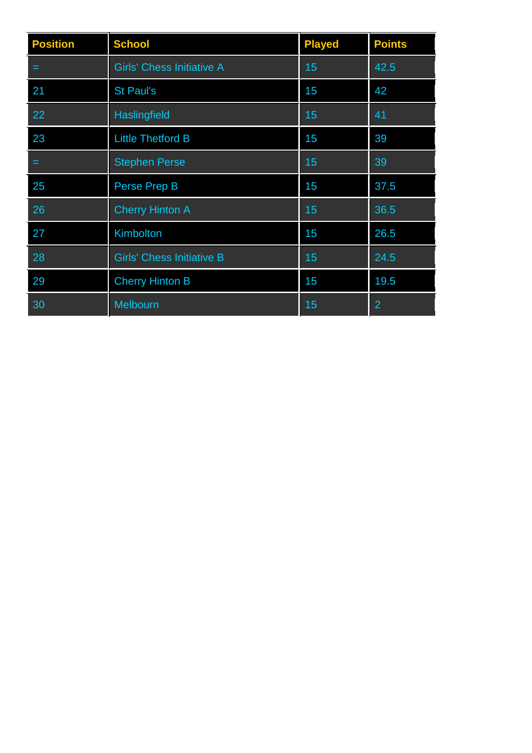| Position | School | Played | Points |
|---|---|---|---|
| = | Girls' Chess Initiative A | 15 | 42.5 |
| 21 | St Paul's | 15 | 42 |
| 22 | Haslingfield | 15 | 41 |
| 23 | Little Thetford B | 15 | 39 |
| = | Stephen Perse | 15 | 39 |
| 25 | Perse Prep B | 15 | 37.5 |
| 26 | Cherry Hinton A | 15 | 36.5 |
| 27 | Kimbolton | 15 | 26.5 |
| 28 | Girls' Chess Initiative B | 15 | 24.5 |
| 29 | Cherry Hinton B | 15 | 19.5 |
| 30 | Melbourn | 15 | 2 |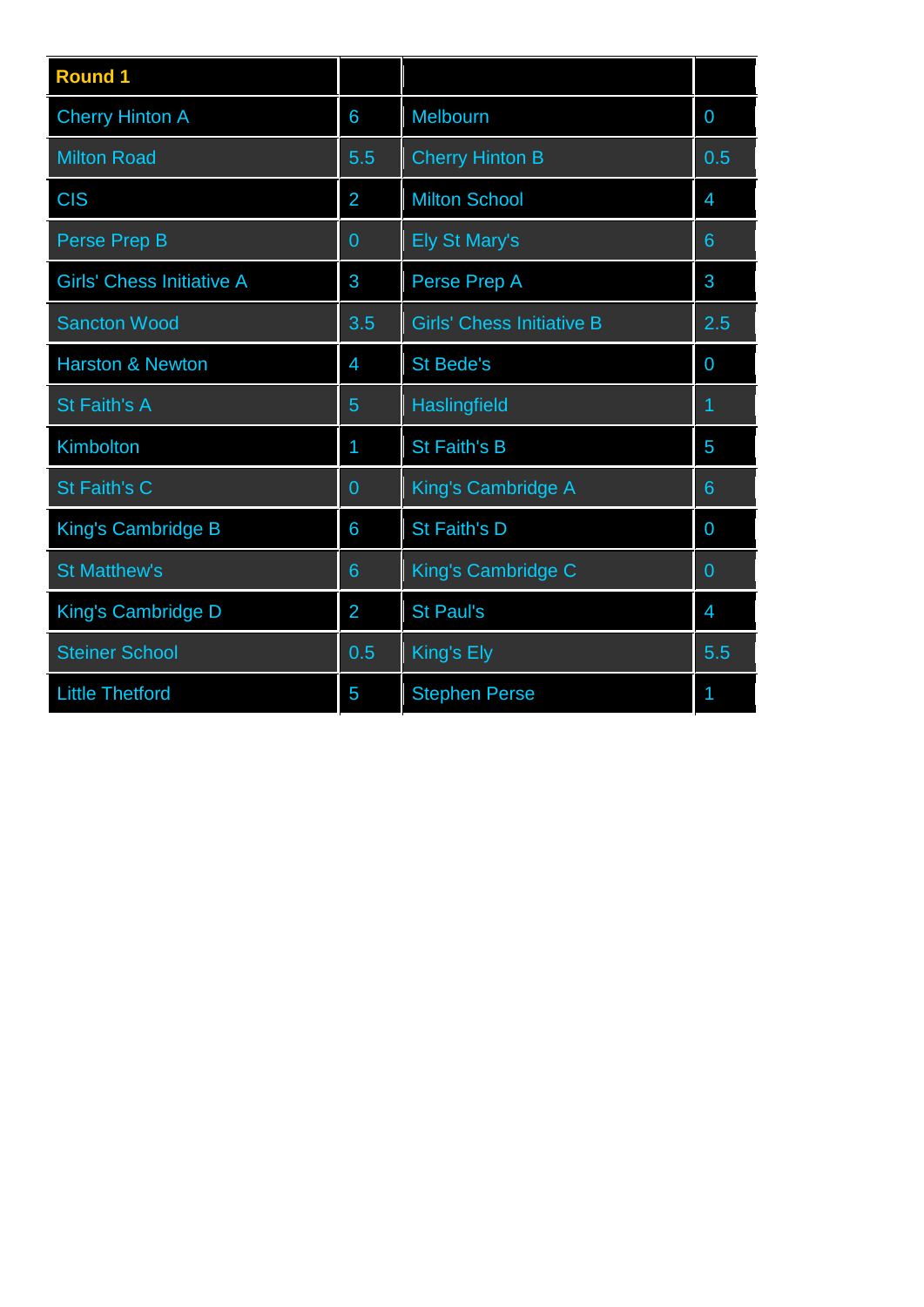| Round 1 | | | |
|---|---|---|---|
| Cherry Hinton A | 6 | Melbourn | 0 |
| Milton Road | 5.5 | Cherry Hinton B | 0.5 |
| CIS | 2 | Milton School | 4 |
| Perse Prep B | 0 | Ely St Mary's | 6 |
| Girls' Chess Initiative A | 3 | Perse Prep A | 3 |
| Sancton Wood | 3.5 | Girls' Chess Initiative B | 2.5 |
| Harston & Newton | 4 | St Bede's | 0 |
| St Faith's A | 5 | Haslingfield | 1 |
| Kimbolton | 1 | St Faith's B | 5 |
| St Faith's C | 0 | King's Cambridge A | 6 |
| King's Cambridge B | 6 | St Faith's D | 0 |
| St Matthew's | 6 | King's Cambridge C | 0 |
| King's Cambridge D | 2 | St Paul's | 4 |
| Steiner School | 0.5 | King's Ely | 5.5 |
| Little Thetford | 5 | Stephen Perse | 1 |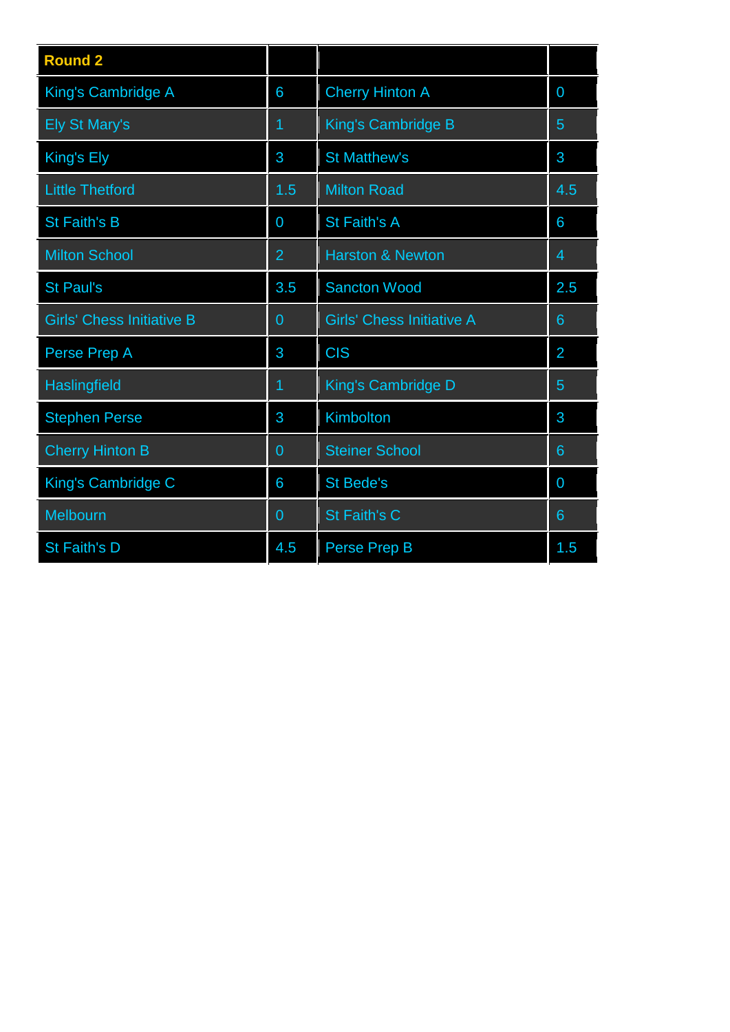| Round 2 | | | |
|---|---|---|---|
| King's Cambridge A | 6 | Cherry Hinton A | 0 |
| Ely St Mary's | 1 | King's Cambridge B | 5 |
| King's Ely | 3 | St Matthew's | 3 |
| Little Thetford | 1.5 | Milton Road | 4.5 |
| St Faith's B | 0 | St Faith's A | 6 |
| Milton School | 2 | Harston & Newton | 4 |
| St Paul's | 3.5 | Sancton Wood | 2.5 |
| Girls' Chess Initiative B | 0 | Girls' Chess Initiative A | 6 |
| Perse Prep A | 3 | CIS | 2 |
| Haslingfield | 1 | King's Cambridge D | 5 |
| Stephen Perse | 3 | Kimbolton | 3 |
| Cherry Hinton B | 0 | Steiner School | 6 |
| King's Cambridge C | 6 | St Bede's | 0 |
| Melbourn | 0 | St Faith's C | 6 |
| St Faith's D | 4.5 | Perse Prep B | 1.5 |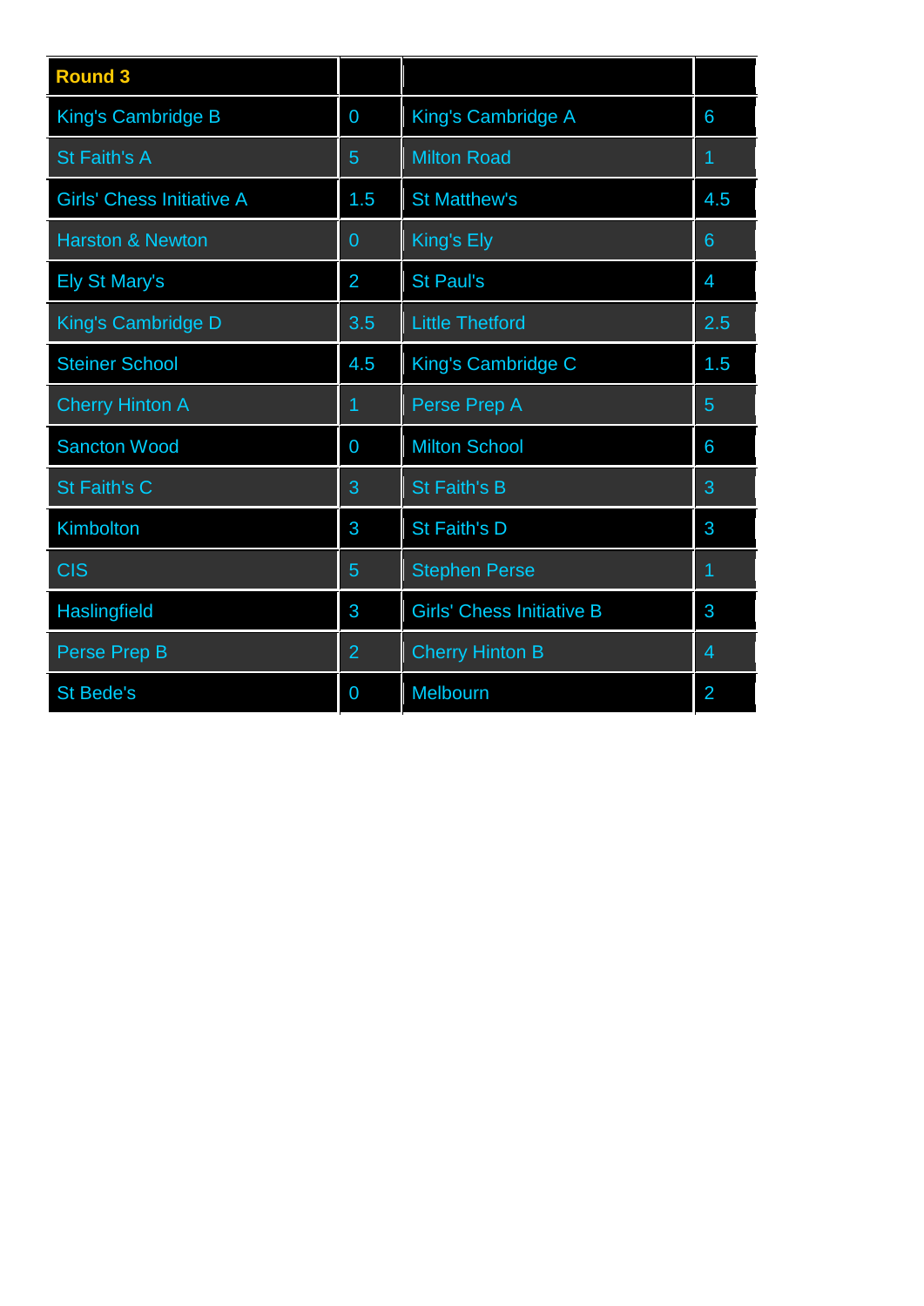| Round 3 | | | |
|---|---|---|---|
| King's Cambridge B | 0 | King's Cambridge A | 6 |
| St Faith's A | 5 | Milton Road | 1 |
| Girls' Chess Initiative A | 1.5 | St Matthew's | 4.5 |
| Harston & Newton | 0 | King's Ely | 6 |
| Ely St Mary's | 2 | St Paul's | 4 |
| King's Cambridge D | 3.5 | Little Thetford | 2.5 |
| Steiner School | 4.5 | King's Cambridge C | 1.5 |
| Cherry Hinton A | 1 | Perse Prep A | 5 |
| Sancton Wood | 0 | Milton School | 6 |
| St Faith's C | 3 | St Faith's B | 3 |
| Kimbolton | 3 | St Faith's D | 3 |
| CIS | 5 | Stephen Perse | 1 |
| Haslingfield | 3 | Girls' Chess Initiative B | 3 |
| Perse Prep B | 2 | Cherry Hinton B | 4 |
| St Bede's | 0 | Melbourn | 2 |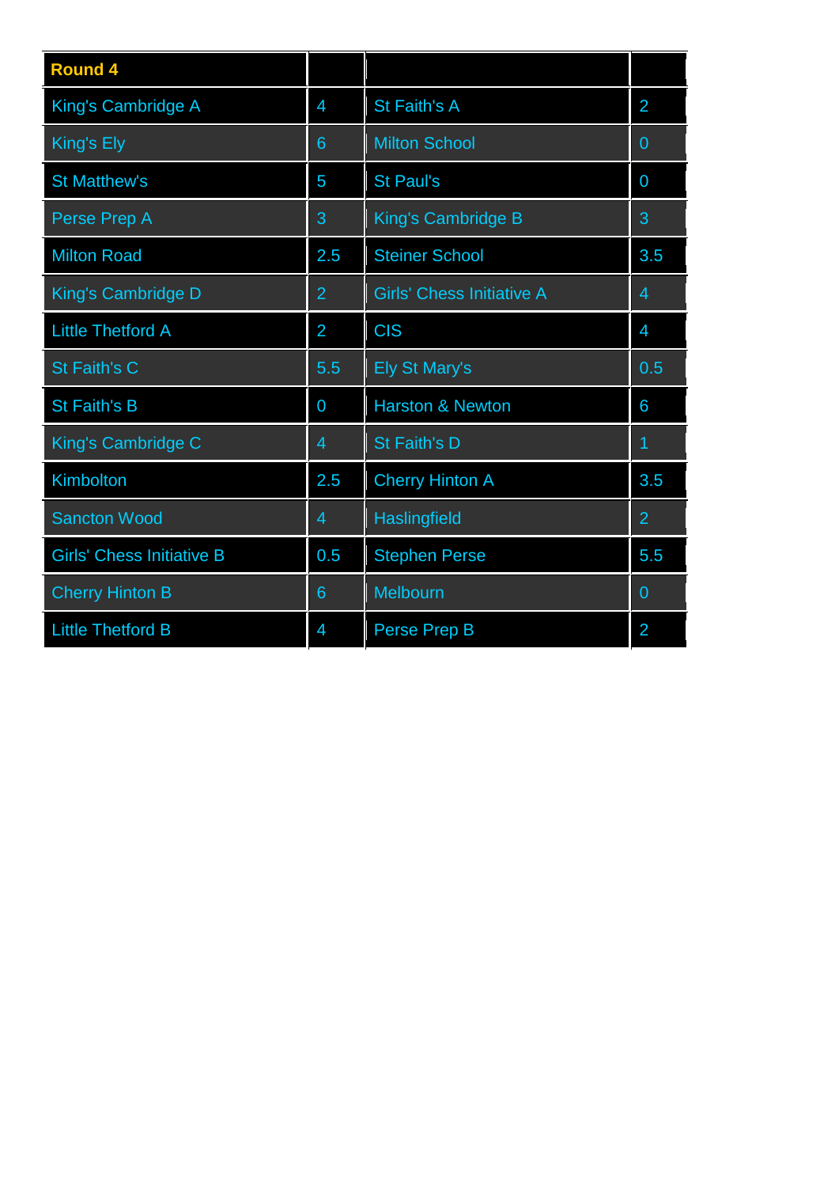| Round 4 | | | |
|---|---|---|---|
| King's Cambridge A | 4 | St Faith's A | 2 |
| King's Ely | 6 | Milton School | 0 |
| St Matthew's | 5 | St Paul's | 0 |
| Perse Prep A | 3 | King's Cambridge B | 3 |
| Milton Road | 2.5 | Steiner School | 3.5 |
| King's Cambridge D | 2 | Girls' Chess Initiative A | 4 |
| Little Thetford A | 2 | CIS | 4 |
| St Faith's C | 5.5 | Ely St Mary's | 0.5 |
| St Faith's B | 0 | Harston & Newton | 6 |
| King's Cambridge C | 4 | St Faith's D | 1 |
| Kimbolton | 2.5 | Cherry Hinton A | 3.5 |
| Sancton Wood | 4 | Haslingfield | 2 |
| Girls' Chess Initiative B | 0.5 | Stephen Perse | 5.5 |
| Cherry Hinton B | 6 | Melbourn | 0 |
| Little Thetford B | 4 | Perse Prep B | 2 |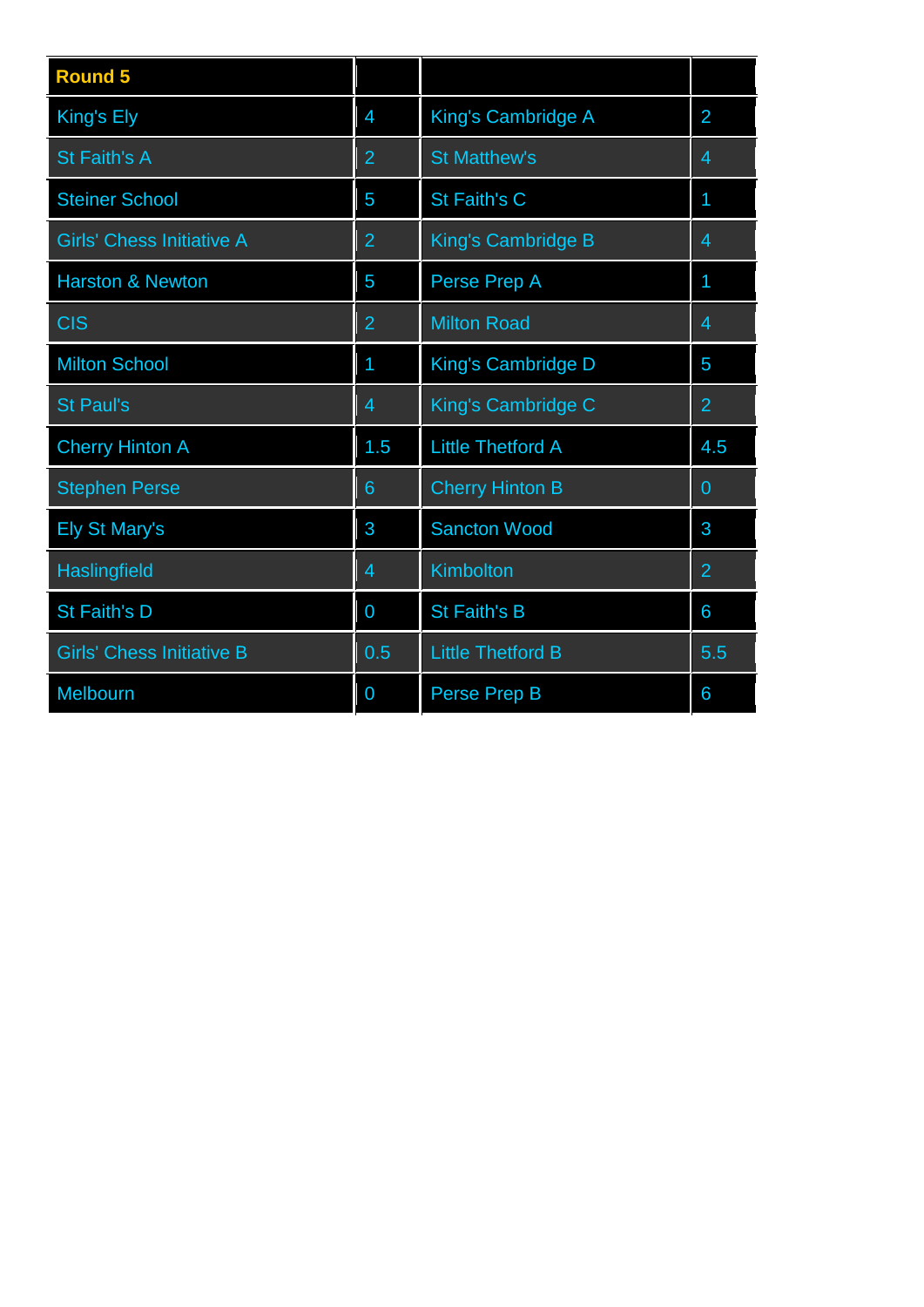| Round 5 | | | |
|---|---|---|---|
| King's Ely | 4 | King's Cambridge A | 2 |
| St Faith's A | 2 | St Matthew's | 4 |
| Steiner School | 5 | St Faith's C | 1 |
| Girls' Chess Initiative A | 2 | King's Cambridge B | 4 |
| Harston & Newton | 5 | Perse Prep A | 1 |
| CIS | 2 | Milton Road | 4 |
| Milton School | 1 | King's Cambridge D | 5 |
| St Paul's | 4 | King's Cambridge C | 2 |
| Cherry Hinton A | 1.5 | Little Thetford A | 4.5 |
| Stephen Perse | 6 | Cherry Hinton B | 0 |
| Ely St Mary's | 3 | Sancton Wood | 3 |
| Haslingfield | 4 | Kimbolton | 2 |
| St Faith's D | 0 | St Faith's B | 6 |
| Girls' Chess Initiative B | 0.5 | Little Thetford B | 5.5 |
| Melbourn | 0 | Perse Prep B | 6 |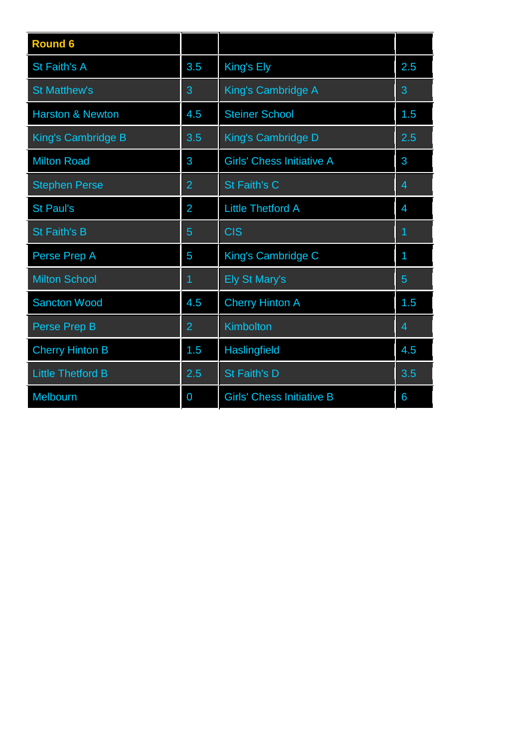| Round 6 | | | |
|---|---|---|---|
| St Faith's A | 3.5 | King's Ely | 2.5 |
| St Matthew's | 3 | King's Cambridge A | 3 |
| Harston & Newton | 4.5 | Steiner School | 1.5 |
| King's Cambridge B | 3.5 | King's Cambridge D | 2.5 |
| Milton Road | 3 | Girls' Chess Initiative A | 3 |
| Stephen Perse | 2 | St Faith's C | 4 |
| St Paul's | 2 | Little Thetford A | 4 |
| St Faith's B | 5 | CIS | 1 |
| Perse Prep A | 5 | King's Cambridge C | 1 |
| Milton School | 1 | Ely St Mary's | 5 |
| Sancton Wood | 4.5 | Cherry Hinton A | 1.5 |
| Perse Prep B | 2 | Kimbolton | 4 |
| Cherry Hinton B | 1.5 | Haslingfield | 4.5 |
| Little Thetford B | 2.5 | St Faith's D | 3.5 |
| Melbourn | 0 | Girls' Chess Initiative B | 6 |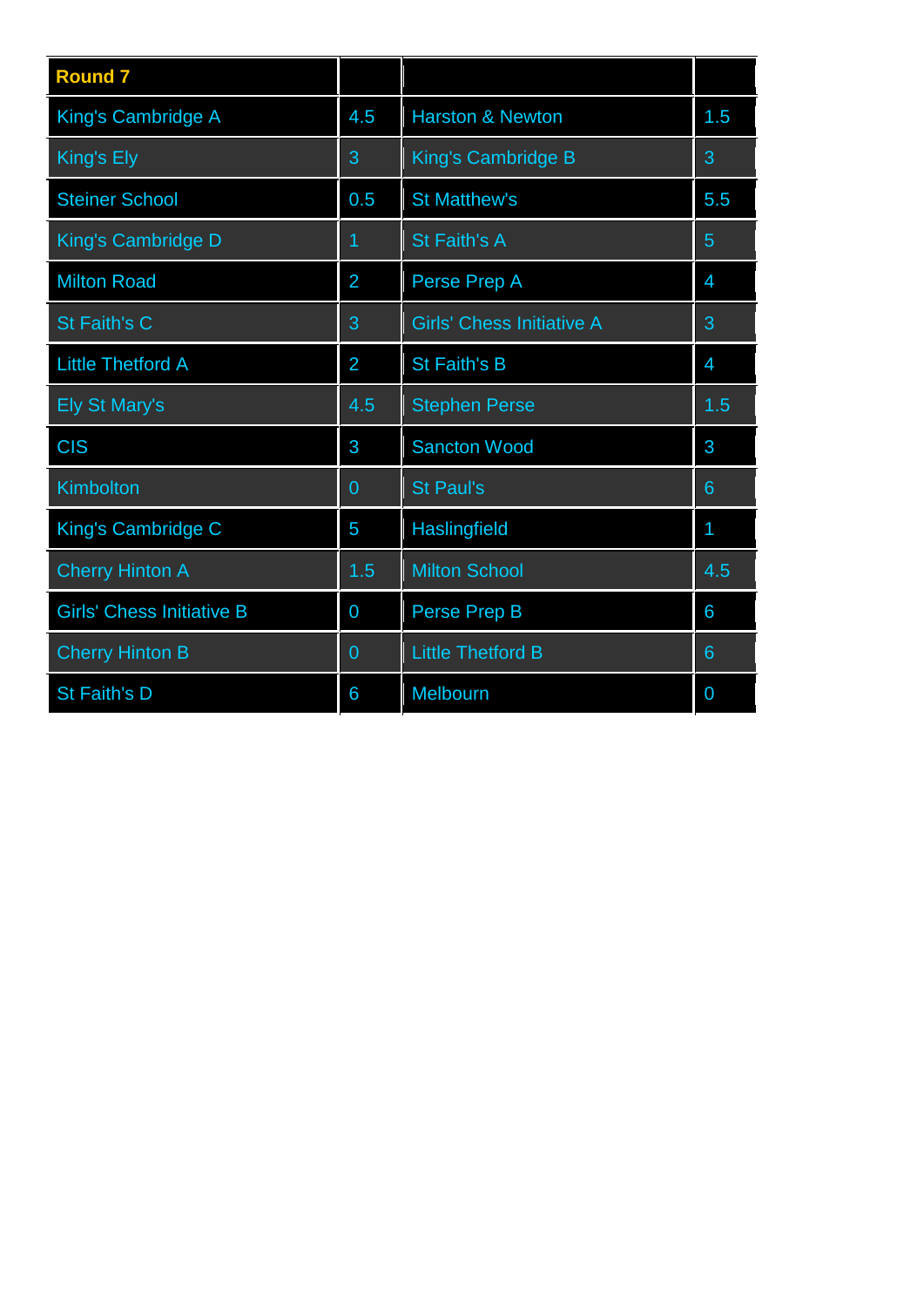| Round 7 | | | |
|---|---|---|---|
| King's Cambridge A | 4.5 | Harston & Newton | 1.5 |
| King's Ely | 3 | King's Cambridge B | 3 |
| Steiner School | 0.5 | St Matthew's | 5.5 |
| King's Cambridge D | 1 | St Faith's A | 5 |
| Milton Road | 2 | Perse Prep A | 4 |
| St Faith's C | 3 | Girls' Chess Initiative A | 3 |
| Little Thetford A | 2 | St Faith's B | 4 |
| Ely St Mary's | 4.5 | Stephen Perse | 1.5 |
| CIS | 3 | Sancton Wood | 3 |
| Kimbolton | 0 | St Paul's | 6 |
| King's Cambridge C | 5 | Haslingfield | 1 |
| Cherry Hinton A | 1.5 | Milton School | 4.5 |
| Girls' Chess Initiative B | 0 | Perse Prep B | 6 |
| Cherry Hinton B | 0 | Little Thetford B | 6 |
| St Faith's D | 6 | Melbourn | 0 |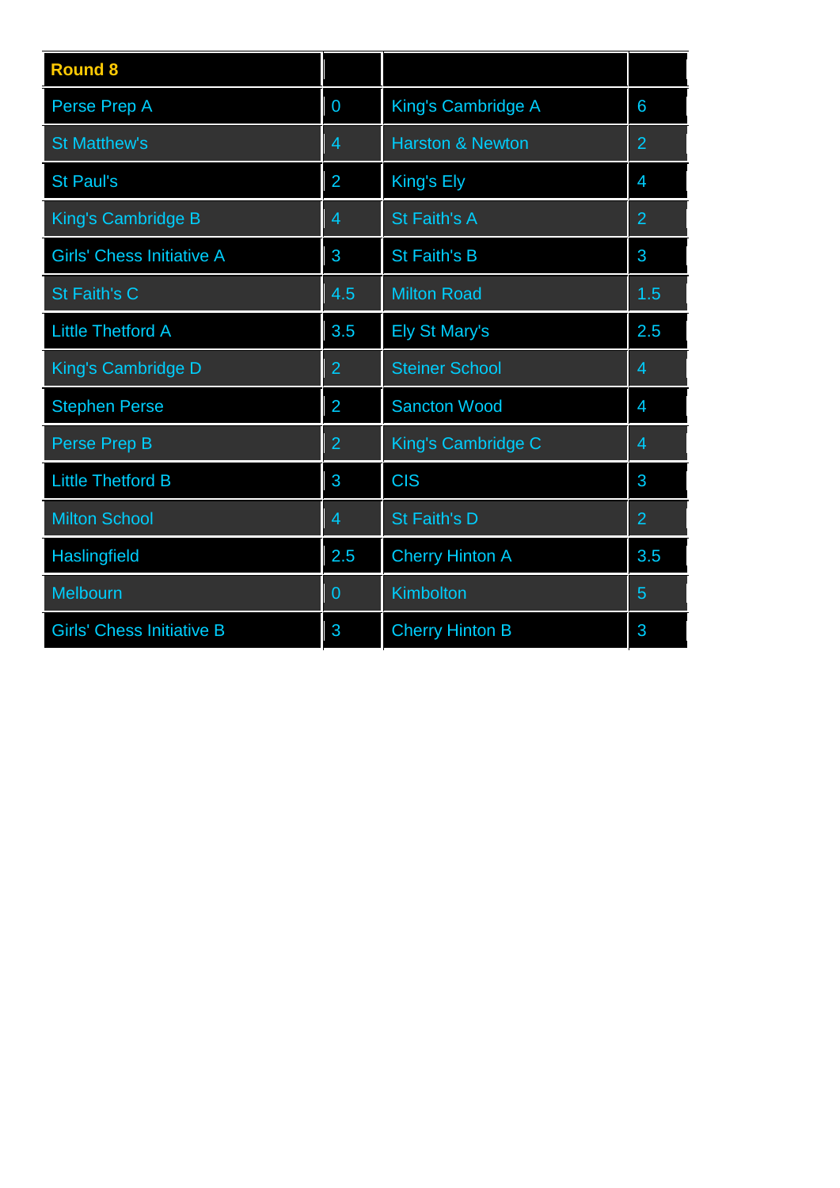| Round 8 | | | |
|---|---|---|---|
| Perse Prep A | 0 | King's Cambridge A | 6 |
| St Matthew's | 4 | Harston & Newton | 2 |
| St Paul's | 2 | King's Ely | 4 |
| King's Cambridge B | 4 | St Faith's A | 2 |
| Girls' Chess Initiative A | 3 | St Faith's B | 3 |
| St Faith's C | 4.5 | Milton Road | 1.5 |
| Little Thetford A | 3.5 | Ely St Mary's | 2.5 |
| King's Cambridge D | 2 | Steiner School | 4 |
| Stephen Perse | 2 | Sancton Wood | 4 |
| Perse Prep B | 2 | King's Cambridge C | 4 |
| Little Thetford B | 3 | CIS | 3 |
| Milton School | 4 | St Faith's D | 2 |
| Haslingfield | 2.5 | Cherry Hinton A | 3.5 |
| Melbourn | 0 | Kimbolton | 5 |
| Girls' Chess Initiative B | 3 | Cherry Hinton B | 3 |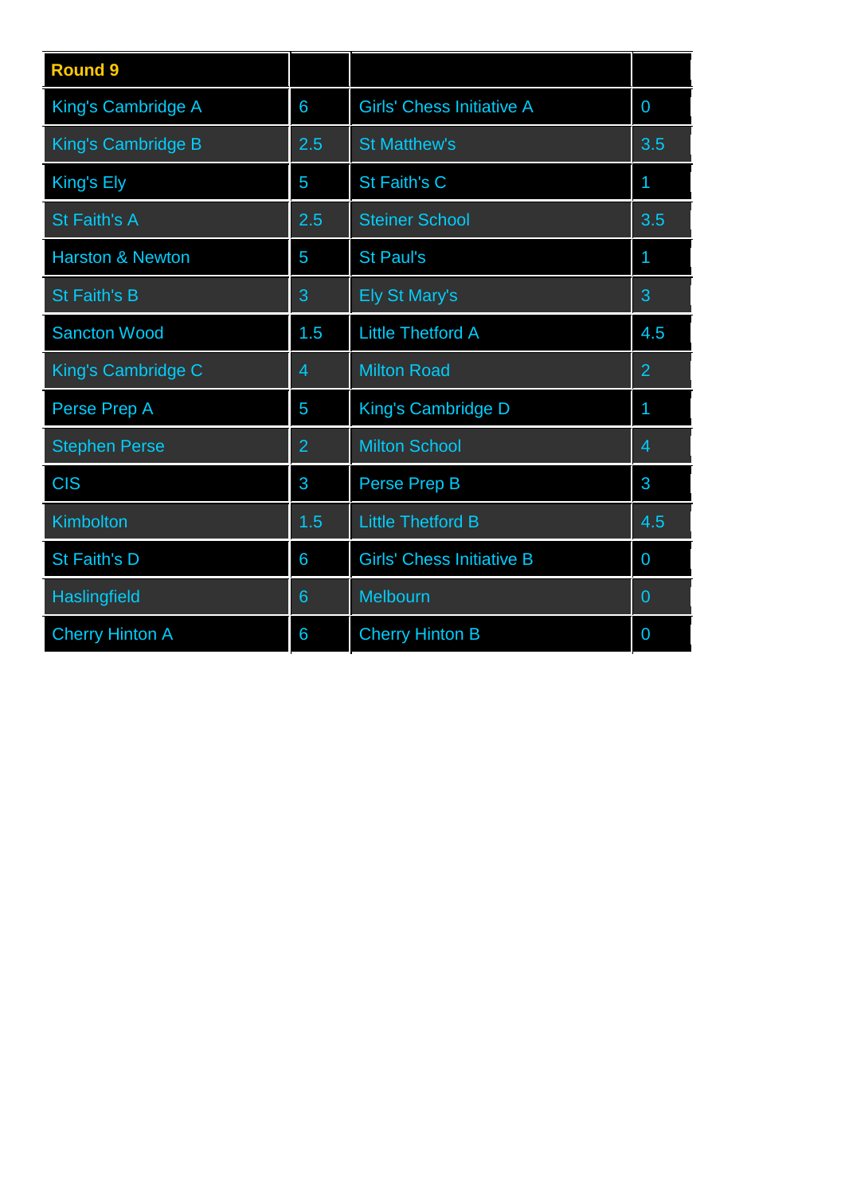| Round 9 | | | |
|---|---|---|---|
| King's Cambridge A | 6 | Girls' Chess Initiative A | 0 |
| King's Cambridge B | 2.5 | St Matthew's | 3.5 |
| King's Ely | 5 | St Faith's C | 1 |
| St Faith's A | 2.5 | Steiner School | 3.5 |
| Harston & Newton | 5 | St Paul's | 1 |
| St Faith's B | 3 | Ely St Mary's | 3 |
| Sancton Wood | 1.5 | Little Thetford A | 4.5 |
| King's Cambridge C | 4 | Milton Road | 2 |
| Perse Prep A | 5 | King's Cambridge D | 1 |
| Stephen Perse | 2 | Milton School | 4 |
| CIS | 3 | Perse Prep B | 3 |
| Kimbolton | 1.5 | Little Thetford B | 4.5 |
| St Faith's D | 6 | Girls' Chess Initiative B | 0 |
| Haslingfield | 6 | Melbourn | 0 |
| Cherry Hinton A | 6 | Cherry Hinton B | 0 |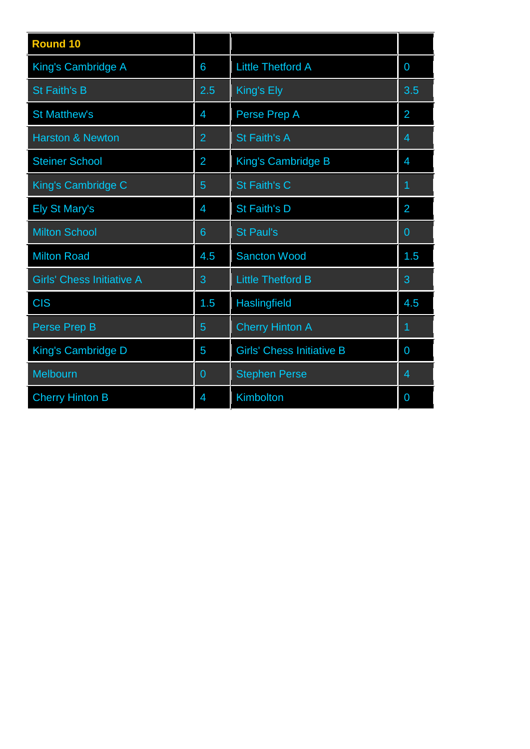| Round 10 | | | |
|---|---|---|---|
| King's Cambridge A | 6 | Little Thetford A | 0 |
| St Faith's B | 2.5 | King's Ely | 3.5 |
| St Matthew's | 4 | Perse Prep A | 2 |
| Harston & Newton | 2 | St Faith's A | 4 |
| Steiner School | 2 | King's Cambridge B | 4 |
| King's Cambridge C | 5 | St Faith's C | 1 |
| Ely St Mary's | 4 | St Faith's D | 2 |
| Milton School | 6 | St Paul's | 0 |
| Milton Road | 4.5 | Sancton Wood | 1.5 |
| Girls' Chess Initiative A | 3 | Little Thetford B | 3 |
| CIS | 1.5 | Haslingfield | 4.5 |
| Perse Prep B | 5 | Cherry Hinton A | 1 |
| King's Cambridge D | 5 | Girls' Chess Initiative B | 0 |
| Melbourn | 0 | Stephen Perse | 4 |
| Cherry Hinton B | 4 | Kimbolton | 0 |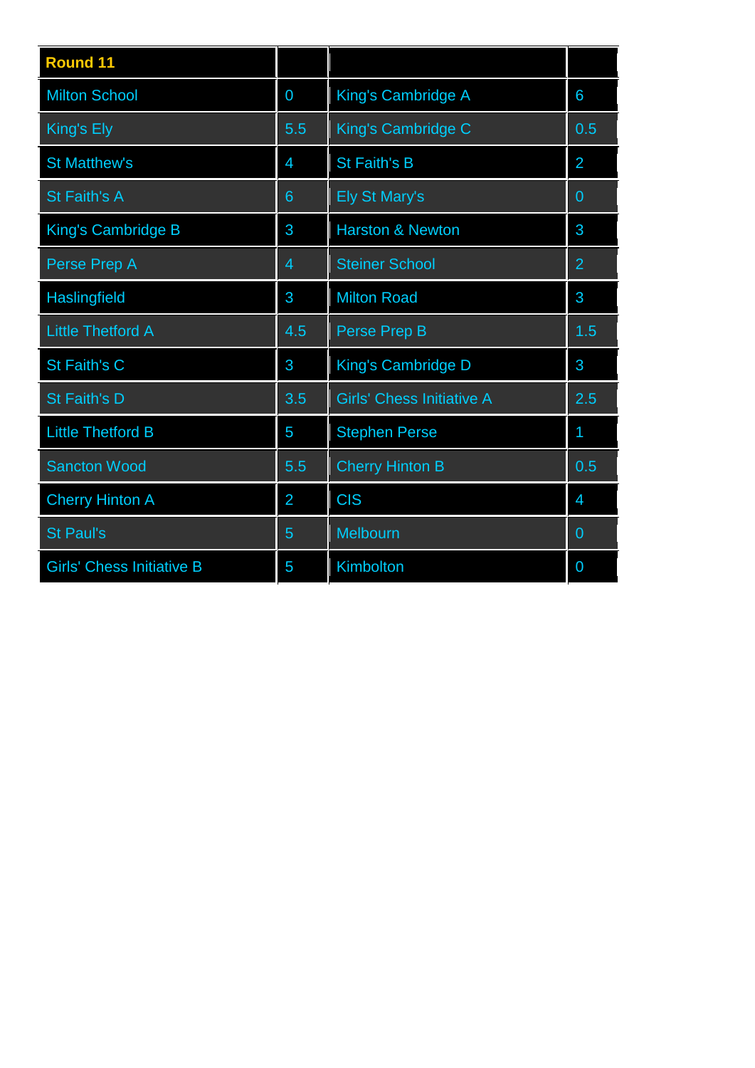| Round 11 | | | |
|---|---|---|---|
| Milton School | 0 | King's Cambridge A | 6 |
| King's Ely | 5.5 | King's Cambridge C | 0.5 |
| St Matthew's | 4 | St Faith's B | 2 |
| St Faith's A | 6 | Ely St Mary's | 0 |
| King's Cambridge B | 3 | Harston & Newton | 3 |
| Perse Prep A | 4 | Steiner School | 2 |
| Haslingfield | 3 | Milton Road | 3 |
| Little Thetford A | 4.5 | Perse Prep B | 1.5 |
| St Faith's C | 3 | King's Cambridge D | 3 |
| St Faith's D | 3.5 | Girls' Chess Initiative A | 2.5 |
| Little Thetford B | 5 | Stephen Perse | 1 |
| Sancton Wood | 5.5 | Cherry Hinton B | 0.5 |
| Cherry Hinton A | 2 | CIS | 4 |
| St Paul's | 5 | Melbourn | 0 |
| Girls' Chess Initiative B | 5 | Kimbolton | 0 |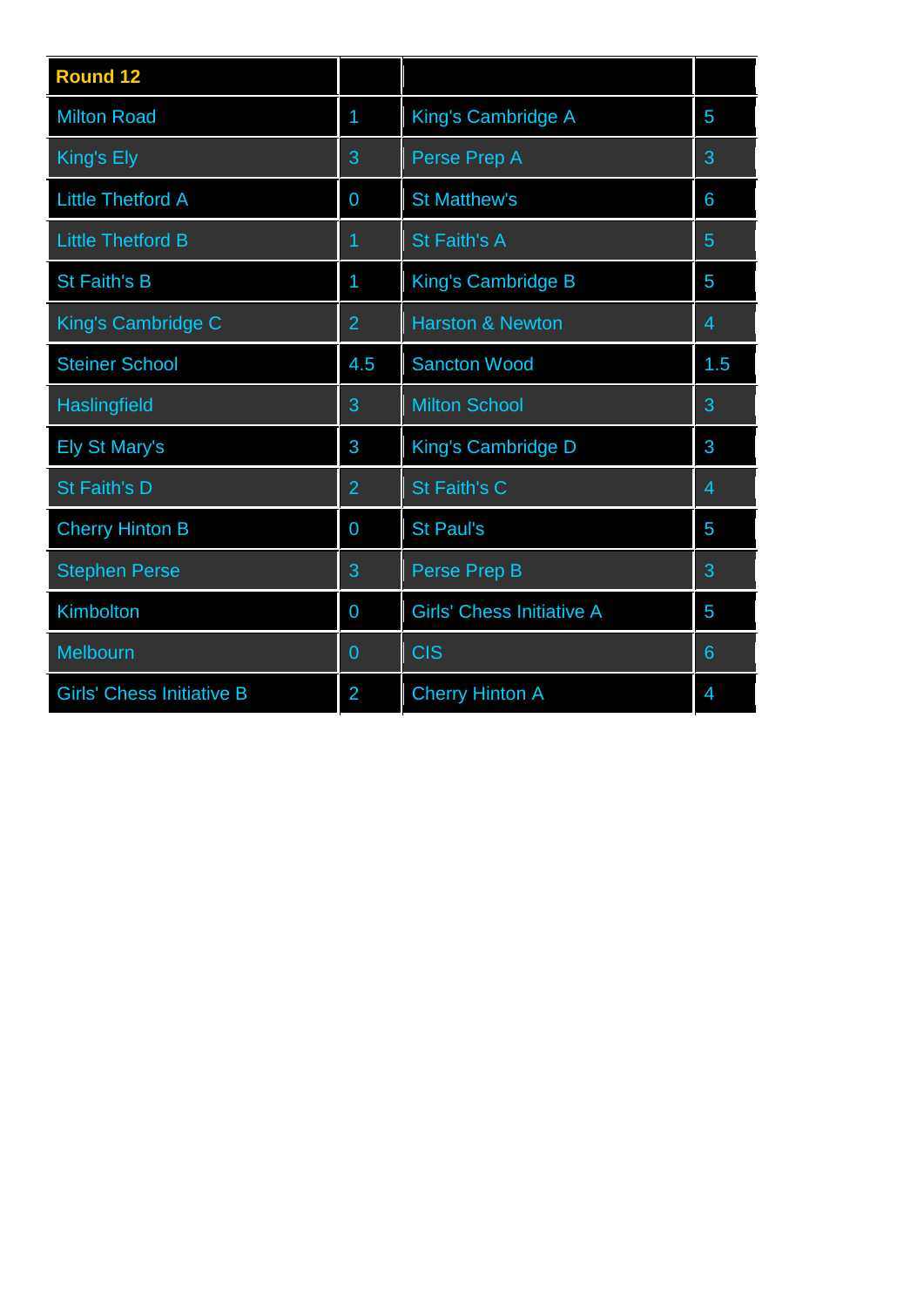| Round 12 | | | |
|---|---|---|---|
| Milton Road | 1 | King's Cambridge A | 5 |
| King's Ely | 3 | Perse Prep A | 3 |
| Little Thetford A | 0 | St Matthew's | 6 |
| Little Thetford B | 1 | St Faith's A | 5 |
| St Faith's B | 1 | King's Cambridge B | 5 |
| King's Cambridge C | 2 | Harston & Newton | 4 |
| Steiner School | 4.5 | Sancton Wood | 1.5 |
| Haslingfield | 3 | Milton School | 3 |
| Ely St Mary's | 3 | King's Cambridge D | 3 |
| St Faith's D | 2 | St Faith's C | 4 |
| Cherry Hinton B | 0 | St Paul's | 5 |
| Stephen Perse | 3 | Perse Prep B | 3 |
| Kimbolton | 0 | Girls' Chess Initiative A | 5 |
| Melbourn | 0 | CIS | 6 |
| Girls' Chess Initiative B | 2 | Cherry Hinton A | 4 |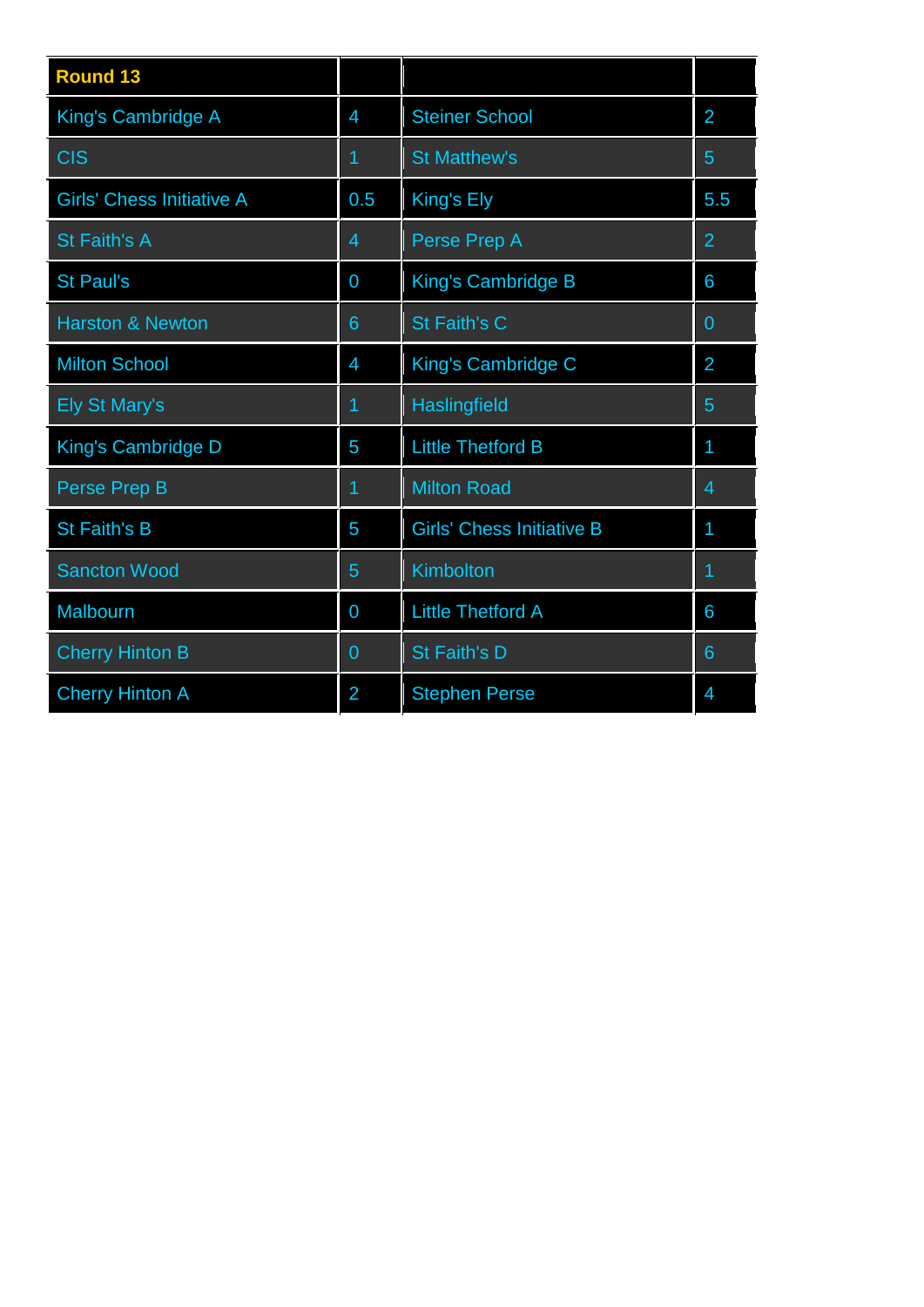| Round 13 | | | |
|---|---|---|---|
| King's Cambridge A | 4 | Steiner School | 2 |
| CIS | 1 | St Matthew's | 5 |
| Girls' Chess Initiative A | 0.5 | King's Ely | 5.5 |
| St Faith's A | 4 | Perse Prep A | 2 |
| St Paul's | 0 | King's Cambridge B | 6 |
| Harston & Newton | 6 | St Faith's C | 0 |
| Milton School | 4 | King's Cambridge C | 2 |
| Ely St Mary's | 1 | Haslingfield | 5 |
| King's Cambridge D | 5 | Little Thetford B | 1 |
| Perse Prep B | 1 | Milton Road | 4 |
| St Faith's B | 5 | Girls' Chess Initiative B | 1 |
| Sancton Wood | 5 | Kimbolton | 1 |
| Malbourn | 0 | Little Thetford A | 6 |
| Cherry Hinton B | 0 | St Faith's D | 6 |
| Cherry Hinton A | 2 | Stephen Perse | 4 |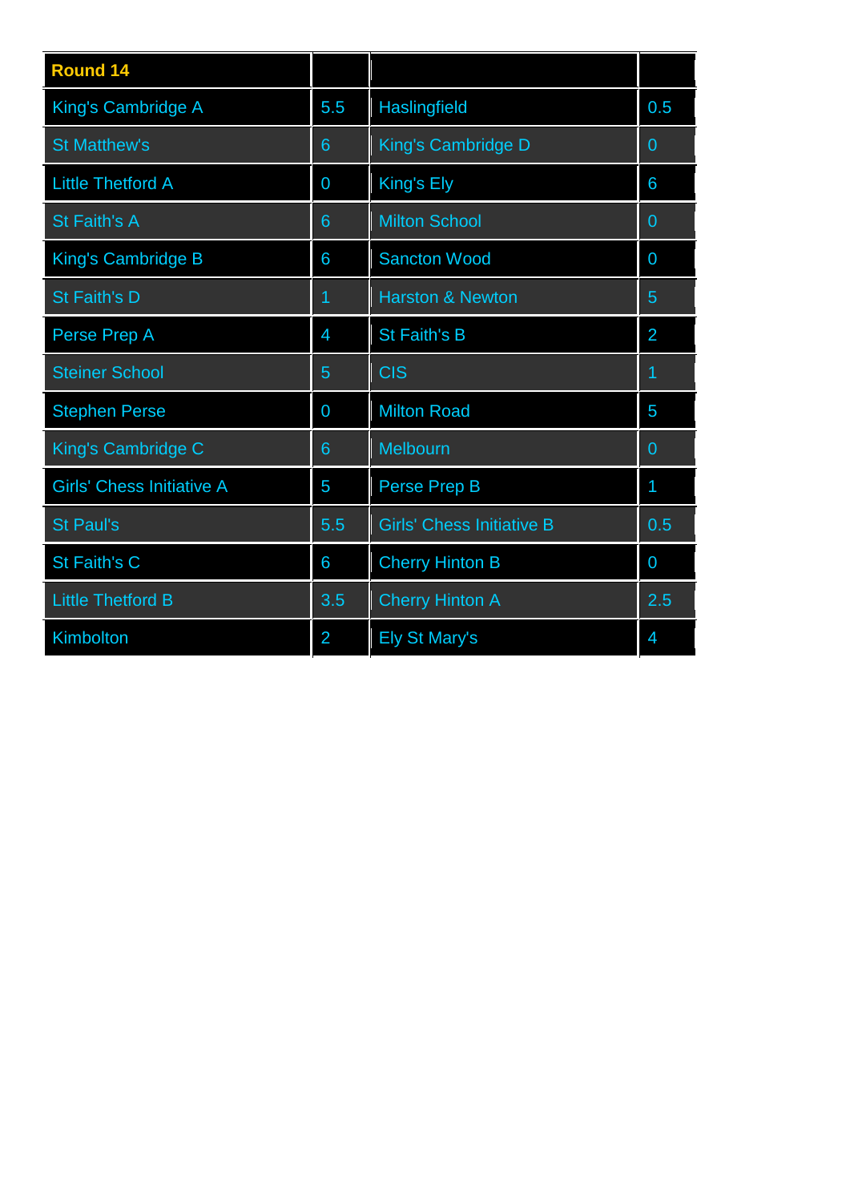| Round 14 | | | |
|---|---|---|---|
| King's Cambridge A | 5.5 | Haslingfield | 0.5 |
| St Matthew's | 6 | King's Cambridge D | 0 |
| Little Thetford A | 0 | King's Ely | 6 |
| St Faith's A | 6 | Milton School | 0 |
| King's Cambridge B | 6 | Sancton Wood | 0 |
| St Faith's D | 1 | Harston & Newton | 5 |
| Perse Prep A | 4 | St Faith's B | 2 |
| Steiner School | 5 | CIS | 1 |
| Stephen Perse | 0 | Milton Road | 5 |
| King's Cambridge C | 6 | Melbourn | 0 |
| Girls' Chess Initiative A | 5 | Perse Prep B | 1 |
| St Paul's | 5.5 | Girls' Chess Initiative B | 0.5 |
| St Faith's C | 6 | Cherry Hinton B | 0 |
| Little Thetford B | 3.5 | Cherry Hinton A | 2.5 |
| Kimbolton | 2 | Ely St Mary's | 4 |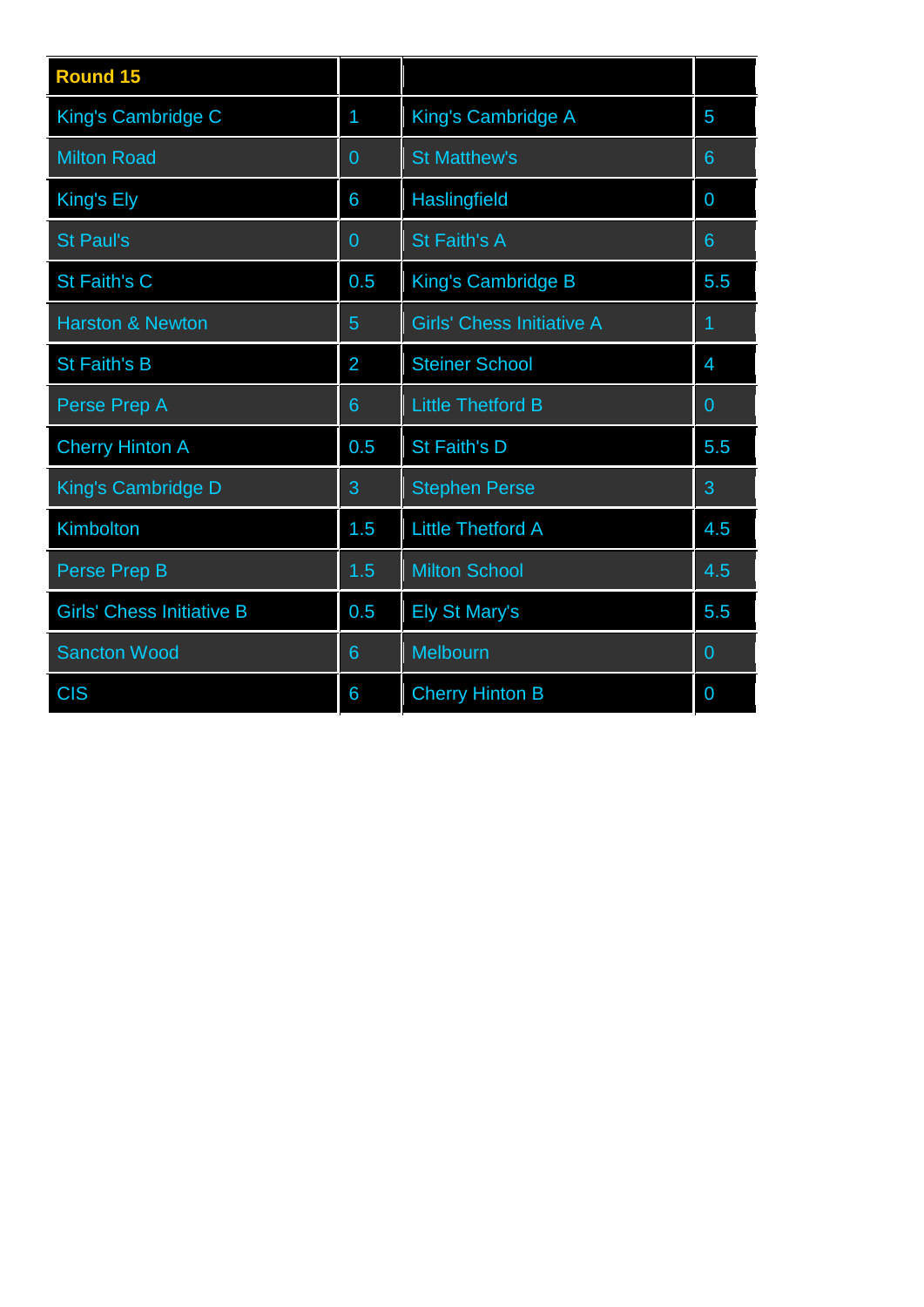| Round 15 | | | |
|---|---|---|---|
| King's Cambridge C | 1 | King's Cambridge A | 5 |
| Milton Road | 0 | St Matthew's | 6 |
| King's Ely | 6 | Haslingfield | 0 |
| St Paul's | 0 | St Faith's A | 6 |
| St Faith's C | 0.5 | King's Cambridge B | 5.5 |
| Harston & Newton | 5 | Girls' Chess Initiative A | 1 |
| St Faith's B | 2 | Steiner School | 4 |
| Perse Prep A | 6 | Little Thetford B | 0 |
| Cherry Hinton A | 0.5 | St Faith's D | 5.5 |
| King's Cambridge D | 3 | Stephen Perse | 3 |
| Kimbolton | 1.5 | Little Thetford A | 4.5 |
| Perse Prep B | 1.5 | Milton School | 4.5 |
| Girls' Chess Initiative B | 0.5 | Ely St Mary's | 5.5 |
| Sancton Wood | 6 | Melbourn | 0 |
| CIS | 6 | Cherry Hinton B | 0 |